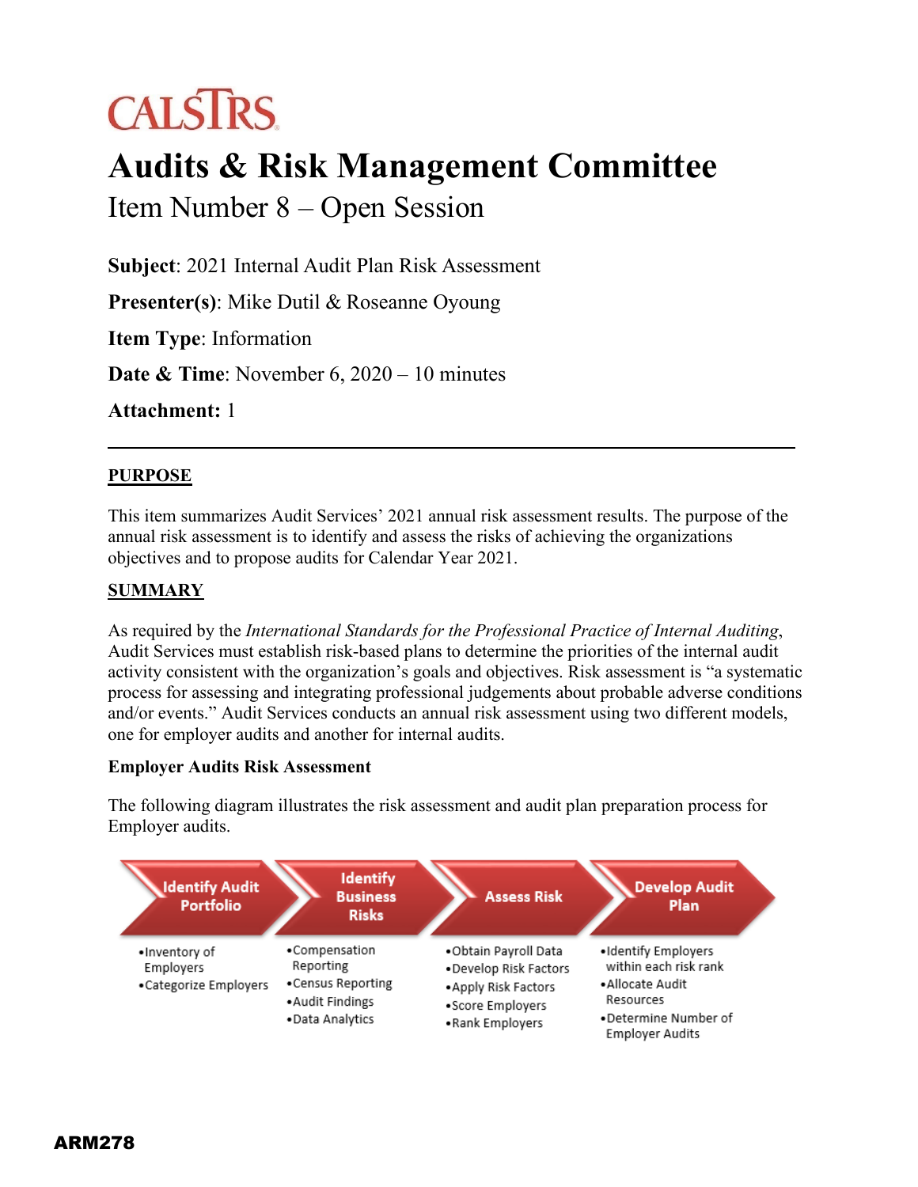CALSTRS

# Audits & Risk Management Committee

## Item Number 8 – Open Session

**Subject**: 2021 Internal Audit Plan Risk Assessment

**Presenter(s)**: Mike Dutil & Roseanne Oyoung

**Item Type**: Information

**Date & Time**: November 6, 2020 – 10 minutes

**Attachment:** 1

---

### PURPOSE

This item summarizes Audit Services' 2021 annual risk assessment results. The purpose of the annual risk assessment is to identify and assess the risks of achieving the organizations objectives and to propose audits for Calendar Year 2021.

### SUMMARY

As required by the *International Standards for the Professional Practice of Internal Auditing*, Audit Services must establish risk-based plans to determine the priorities of the internal audit activity consistent with the organization's goals and objectives. Risk assessment is "a systematic process for assessing and integrating professional judgements about probable adverse conditions and/or events." Audit Services conducts an annual risk assessment using two different models, one for employer audits and another for internal audits.

**Employer Audits Risk Assessment**

The following diagram illustrates the risk assessment and audit plan preparation process for Employer audits.

| Identify Audit Portfolio | Identify Business Risks | Assess Risk | Develop Audit Plan |
|---|---|---|---|
| •Inventory of Employers<br>•Categorize Employers | •Compensation Reporting<br>•Census Reporting<br>•Audit Findings<br>•Data Analytics | •Obtain Payroll Data<br>•Develop Risk Factors<br>•Apply Risk Factors<br>•Score Employers<br>•Rank Employers | •Identify Employers within each risk rank<br>•Allocate Audit Resources<br>•Determine Number of Employer Audits |

ARM278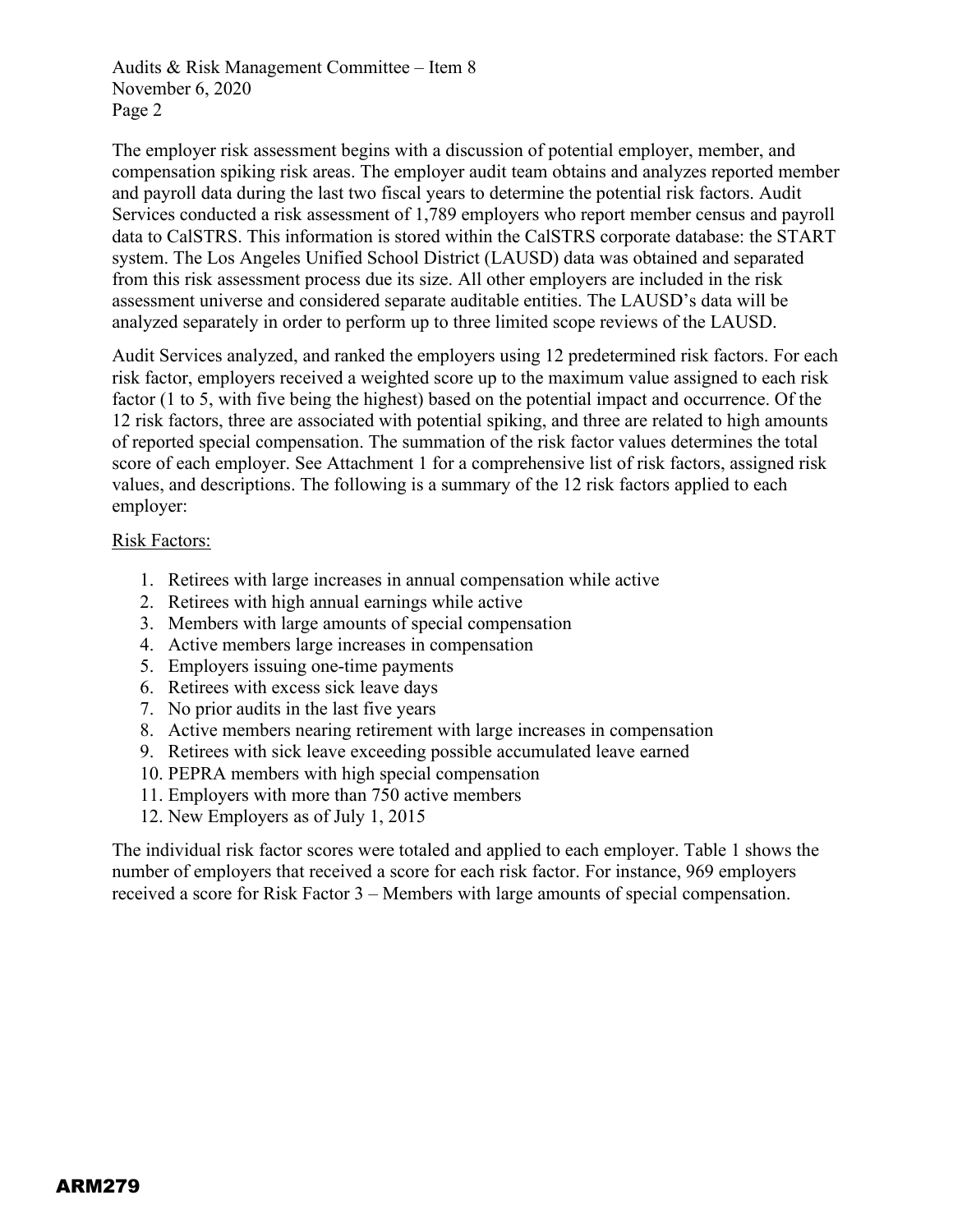The employer risk assessment begins with a discussion of potential employer, member, and compensation spiking risk areas. The employer audit team obtains and analyzes reported member and payroll data during the last two fiscal years to determine the potential risk factors. Audit Services conducted a risk assessment of 1,789 employers who report member census and payroll data to CalSTRS. This information is stored within the CalSTRS corporate database: the START system. The Los Angeles Unified School District (LAUSD) data was obtained and separated from this risk assessment process due its size. All other employers are included in the risk assessment universe and considered separate auditable entities. The LAUSD's data will be analyzed separately in order to perform up to three limited scope reviews of the LAUSD.

Audit Services analyzed, and ranked the employers using 12 predetermined risk factors. For each risk factor, employers received a weighted score up to the maximum value assigned to each risk factor (1 to 5, with five being the highest) based on the potential impact and occurrence. Of the 12 risk factors, three are associated with potential spiking, and three are related to high amounts of reported special compensation. The summation of the risk factor values determines the total score of each employer. See Attachment 1 for a comprehensive list of risk factors, assigned risk values, and descriptions. The following is a summary of the 12 risk factors applied to each employer:

<u>Risk Factors:</u>

1. Retirees with large increases in annual compensation while active
2. Retirees with high annual earnings while active
3. Members with large amounts of special compensation
4. Active members large increases in compensation
5. Employers issuing one-time payments
6. Retirees with excess sick leave days
7. No prior audits in the last five years
8. Active members nearing retirement with large increases in compensation
9. Retirees with sick leave exceeding possible accumulated leave earned
10. PEPRA members with high special compensation
11. Employers with more than 750 active members
12. New Employers as of July 1, 2015

The individual risk factor scores were totaled and applied to each employer. Table 1 shows the number of employers that received a score for each risk factor. For instance, 969 employers received a score for Risk Factor 3 – Members with large amounts of special compensation.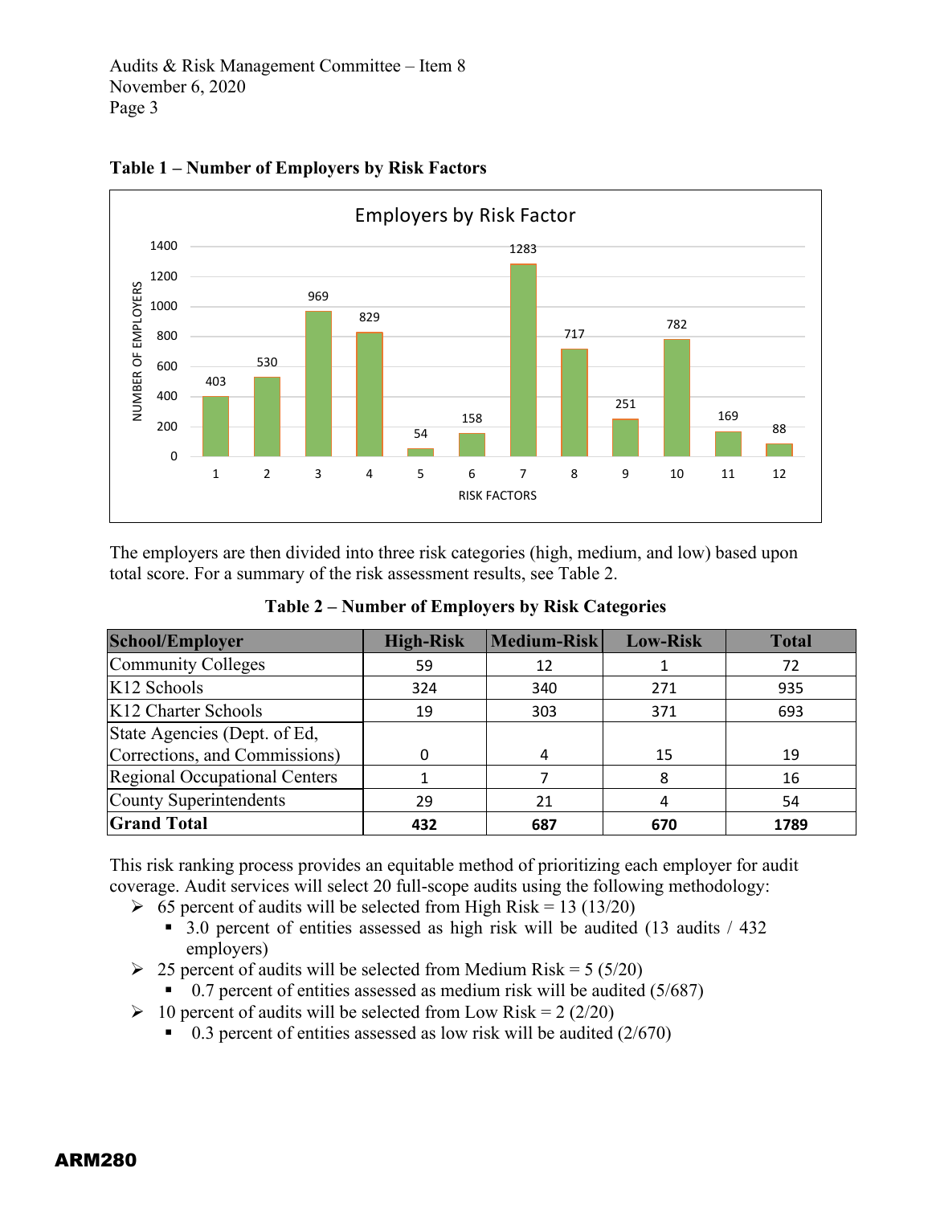**Table 1 – Number of Employers by Risk Factors**

Employers by Risk Factor

| RISK FACTORS | NUMBER OF EMPLOYERS |
|---|---|
| 1 | 403 |
| 2 | 530 |
| 3 | 969 |
| 4 | 829 |
| 5 | 54 |
| 6 | 158 |
| 7 | 1283 |
| 8 | 717 |
| 9 | 251 |
| 10 | 782 |
| 11 | 169 |
| 12 | 88 |

The employers are then divided into three risk categories (high, medium, and low) based upon total score. For a summary of the risk assessment results, see Table 2.

**Table 2 – Number of Employers by Risk Categories**

| School/Employer | High-Risk | Medium-Risk | Low-Risk | Total |
|---|---|---|---|---|
| Community Colleges | 59 | 12 | 1 | 72 |
| K12 Schools | 324 | 340 | 271 | 935 |
| K12 Charter Schools | 19 | 303 | 371 | 693 |
| State Agencies (Dept. of Ed, Corrections, and Commissions) | 0 | 4 | 15 | 19 |
| Regional Occupational Centers | 1 | 7 | 8 | 16 |
| County Superintendents | 29 | 21 | 4 | 54 |
| **Grand Total** | **432** | **687** | **670** | **1789** |

This risk ranking process provides an equitable method of prioritizing each employer for audit coverage. Audit services will select 20 full-scope audits using the following methodology:

- 65 percent of audits will be selected from High Risk = 13 (13/20)
  - 3.0 percent of entities assessed as high risk will be audited (13 audits / 432 employers)
- 25 percent of audits will be selected from Medium Risk = 5 (5/20)
  - 0.7 percent of entities assessed as medium risk will be audited (5/687)
- 10 percent of audits will be selected from Low Risk = 2 (2/20)
  - 0.3 percent of entities assessed as low risk will be audited (2/670)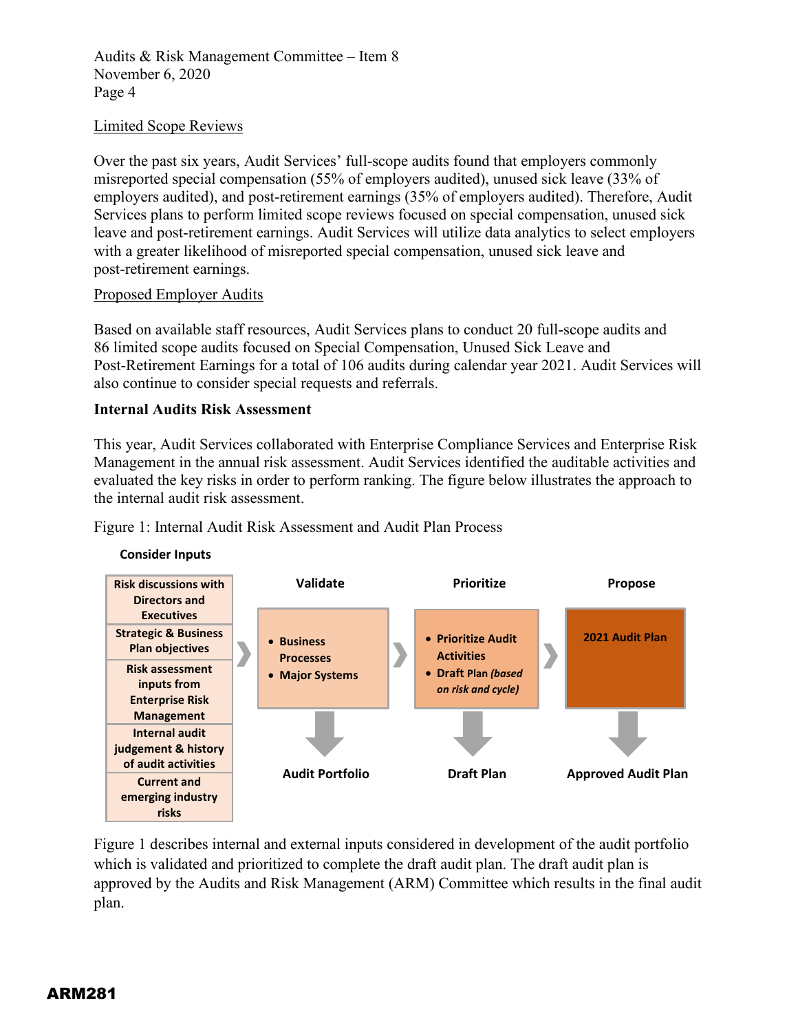### Limited Scope Reviews

Over the past six years, Audit Services' full-scope audits found that employers commonly misreported special compensation (55% of employers audited), unused sick leave (33% of employers audited), and post-retirement earnings (35% of employers audited). Therefore, Audit Services plans to perform limited scope reviews focused on special compensation, unused sick leave and post-retirement earnings. Audit Services will utilize data analytics to select employers with a greater likelihood of misreported special compensation, unused sick leave and post-retirement earnings.

### Proposed Employer Audits

Based on available staff resources, Audit Services plans to conduct 20 full-scope audits and 86 limited scope audits focused on Special Compensation, Unused Sick Leave and Post-Retirement Earnings for a total of 106 audits during calendar year 2021. Audit Services will also continue to consider special requests and referrals.

## Internal Audits Risk Assessment

This year, Audit Services collaborated with Enterprise Compliance Services and Enterprise Risk Management in the annual risk assessment. Audit Services identified the auditable activities and evaluated the key risks in order to perform ranking. The figure below illustrates the approach to the internal audit risk assessment.

Figure 1: Internal Audit Risk Assessment and Audit Plan Process

**Consider Inputs**

- Risk discussions with Directors and Executives
- Strategic & Business Plan objectives
- Risk assessment inputs from Enterprise Risk Management
- Internal audit judgement & history of audit activities
- Current and emerging industry risks

**Validate**

- Business Processes
- Major Systems

→ Audit Portfolio

**Prioritize**

- Prioritize Audit Activities
- Draft Plan *(based on risk and cycle)*

→ Draft Plan

**Propose**

- 2021 Audit Plan

→ Approved Audit Plan

Figure 1 describes internal and external inputs considered in development of the audit portfolio which is validated and prioritized to complete the draft audit plan. The draft audit plan is approved by the Audits and Risk Management (ARM) Committee which results in the final audit plan.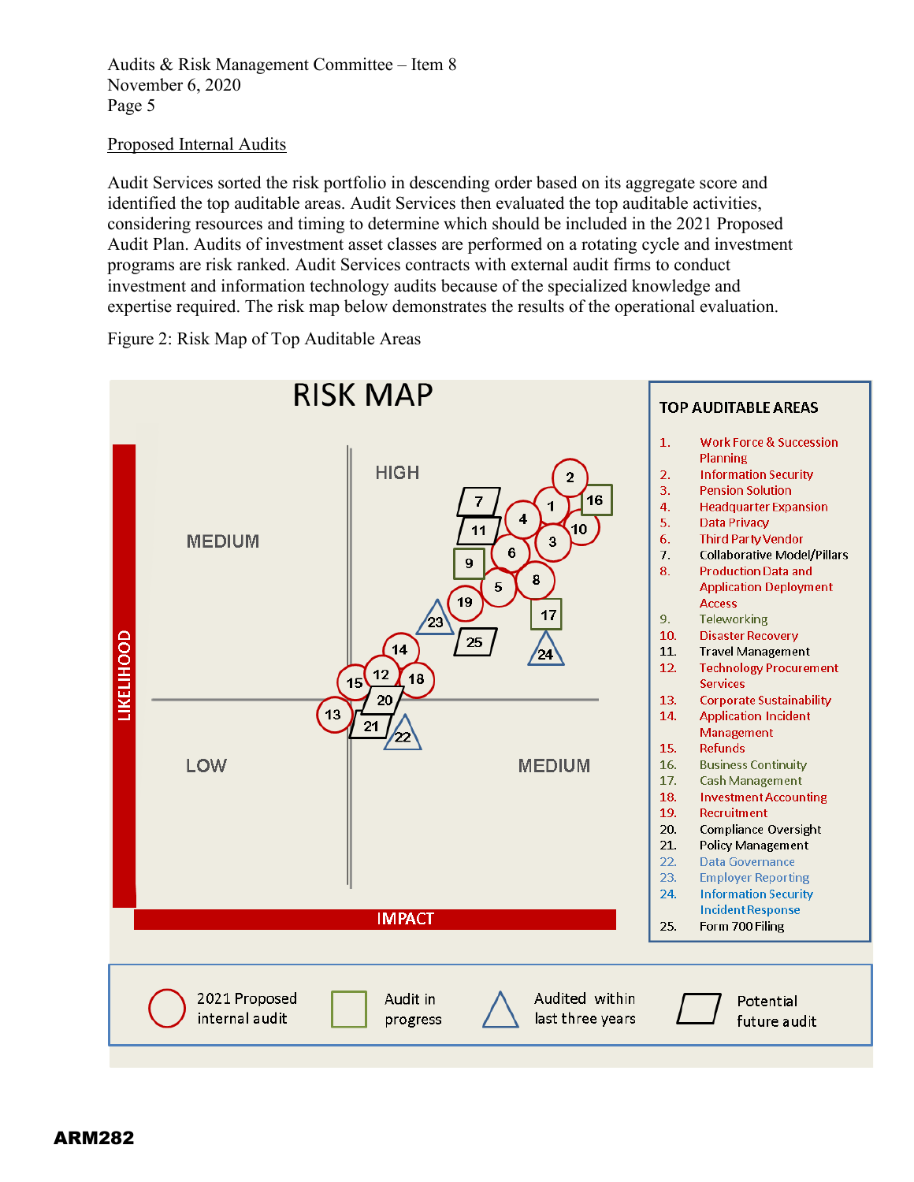Audits & Risk Management Committee – Item 8
November 6, 2020

Proposed Internal Audits

Audit Services sorted the risk portfolio in descending order based on its aggregate score and identified the top auditable areas. Audit Services then evaluated the top auditable activities, considering resources and timing to determine which should be included in the 2021 Proposed Audit Plan. Audits of investment asset classes are performed on a rotating cycle and investment programs are risk ranked. Audit Services contracts with external audit firms to conduct investment and information technology audits because of the specialized knowledge and expertise required. The risk map below demonstrates the results of the operational evaluation.

Figure 2: Risk Map of Top Auditable Areas

RISK MAP

TOP AUDITABLE AREAS

1. Work Force & Succession Planning
2. Information Security
3. Pension Solution
4. Headquarter Expansion
5. Data Privacy
6. Third Party Vendor
7. Collaborative Model/Pillars
8. Production Data and Application Deployment Access
9. Teleworking
10. Disaster Recovery
11. Travel Management
12. Technology Procurement Services
13. Corporate Sustainability
14. Application Incident Management
15. Refunds
16. Business Continuity
17. Cash Management
18. Investment Accounting
19. Recruitment
20. Compliance Oversight
21. Policy Management
22. Data Governance
23. Employer Reporting
24. Information Security Incident Response
25. Form 700 Filing

Legend: 2021 Proposed internal audit (circle) | Audit in progress (square) | Audited within last three years (triangle) | Potential future audit (parallelogram)

ARM282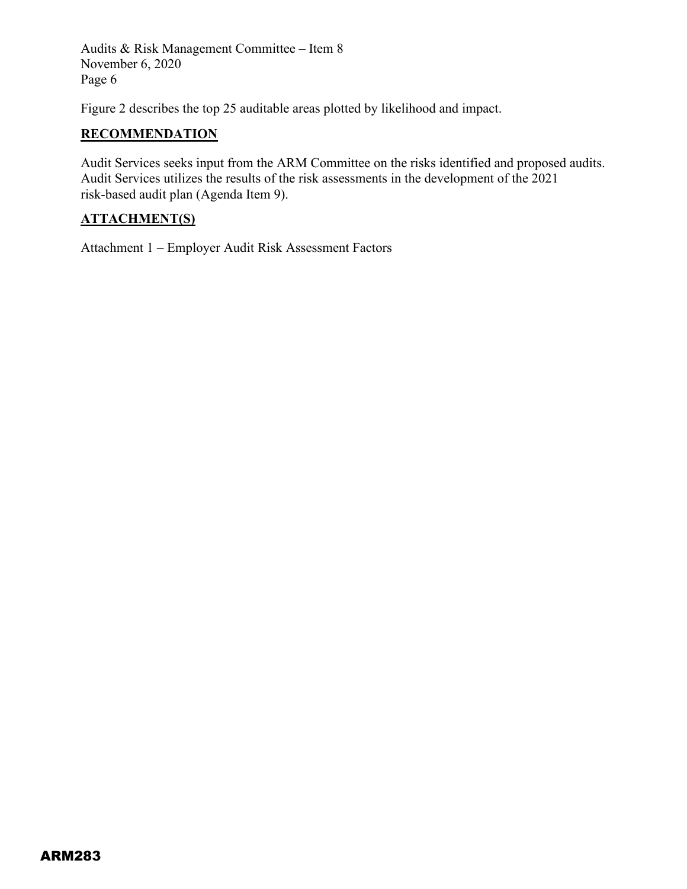Figure 2 describes the top 25 auditable areas plotted by likelihood and impact.

## RECOMMENDATION

Audit Services seeks input from the ARM Committee on the risks identified and proposed audits. Audit Services utilizes the results of the risk assessments in the development of the 2021 risk-based audit plan (Agenda Item 9).

## ATTACHMENT(S)

Attachment 1 – Employer Audit Risk Assessment Factors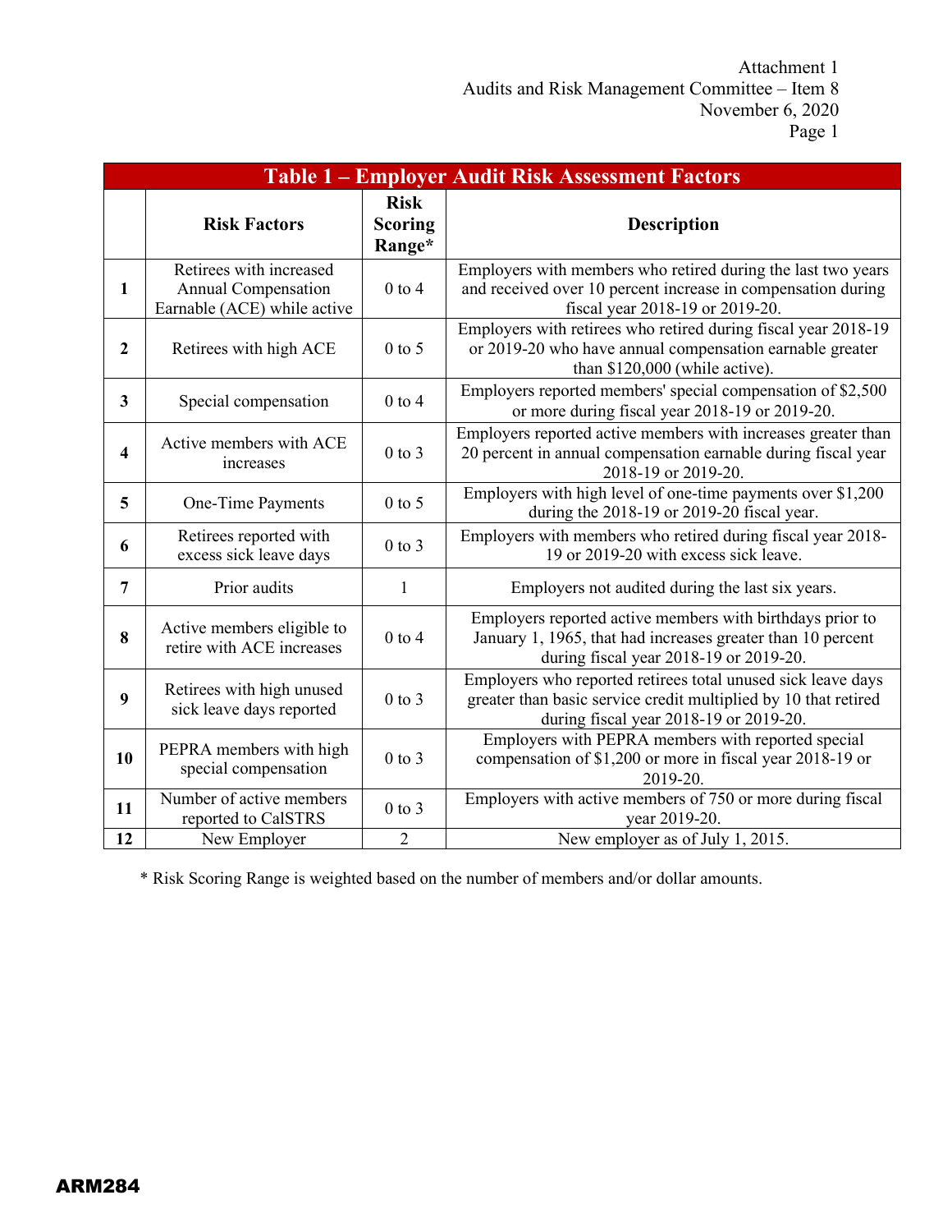Attachment 1
Audits and Risk Management Committee – Item 8
November 6, 2020

| Table 1 – Employer Audit Risk Assessment Factors | | | |
|---|---|---|---|
| | **Risk Factors** | **Risk Scoring Range*** | **Description** |
| **1** | Retirees with increased Annual Compensation Earnable (ACE) while active | 0 to 4 | Employers with members who retired during the last two years and received over 10 percent increase in compensation during fiscal year 2018-19 or 2019-20. |
| **2** | Retirees with high ACE | 0 to 5 | Employers with retirees who retired during fiscal year 2018-19 or 2019-20 who have annual compensation earnable greater than $120,000 (while active). |
| **3** | Special compensation | 0 to 4 | Employers reported members' special compensation of $2,500 or more during fiscal year 2018-19 or 2019-20. |
| **4** | Active members with ACE increases | 0 to 3 | Employers reported active members with increases greater than 20 percent in annual compensation earnable during fiscal year 2018-19 or 2019-20. |
| **5** | One-Time Payments | 0 to 5 | Employers with high level of one-time payments over $1,200 during the 2018-19 or 2019-20 fiscal year. |
| **6** | Retirees reported with excess sick leave days | 0 to 3 | Employers with members who retired during fiscal year 2018-19 or 2019-20 with excess sick leave. |
| **7** | Prior audits | 1 | Employers not audited during the last six years. |
| **8** | Active members eligible to retire with ACE increases | 0 to 4 | Employers reported active members with birthdays prior to January 1, 1965, that had increases greater than 10 percent during fiscal year 2018-19 or 2019-20. |
| **9** | Retirees with high unused sick leave days reported | 0 to 3 | Employers who reported retirees total unused sick leave days greater than basic service credit multiplied by 10 that retired during fiscal year 2018-19 or 2019-20. |
| **10** | PEPRA members with high special compensation | 0 to 3 | Employers with PEPRA members with reported special compensation of $1,200 or more in fiscal year 2018-19 or 2019-20. |
| **11** | Number of active members reported to CalSTRS | 0 to 3 | Employers with active members of 750 or more during fiscal year 2019-20. |
| **12** | New Employer | 2 | New employer as of July 1, 2015. |

* Risk Scoring Range is weighted based on the number of members and/or dollar amounts.

ARM284